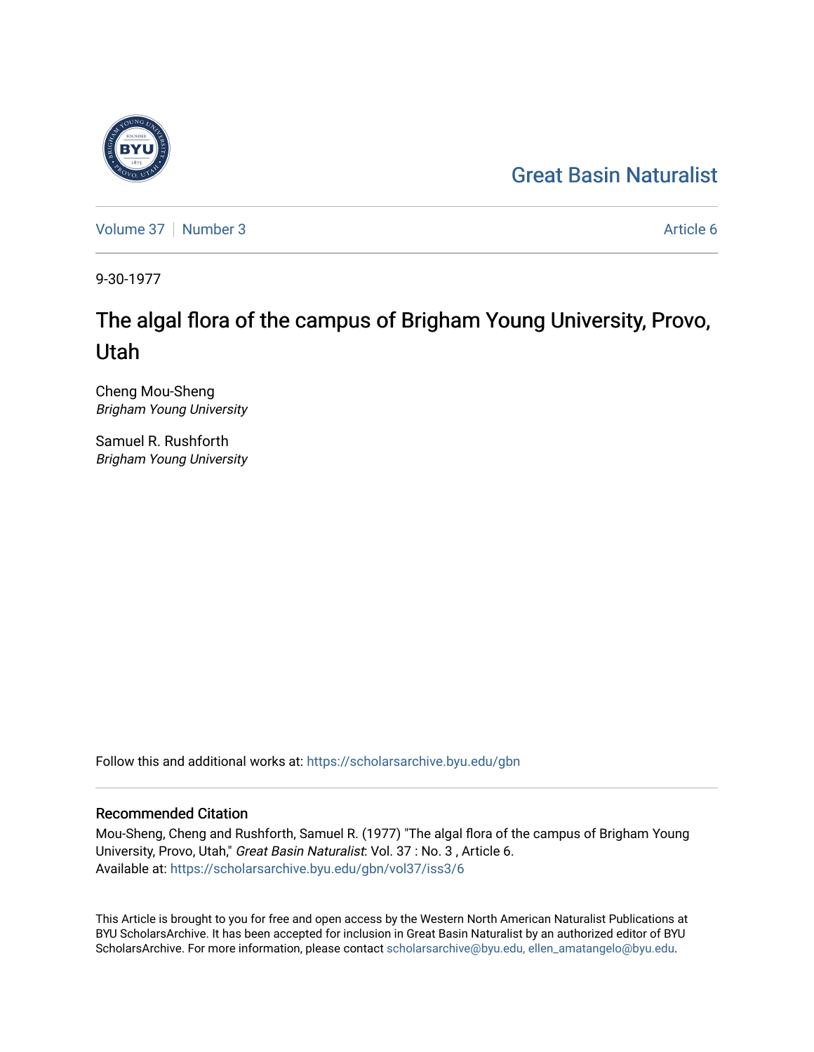Great Basin Naturalist

Volume 37 | Number 3 | Article 6

9-30-1977

# The algal flora of the campus of Brigham Young University, Provo, Utah

Cheng Mou-Sheng
*Brigham Young University*

Samuel R. Rushforth
*Brigham Young University*

Follow this and additional works at: https://scholarsarchive.byu.edu/gbn

## Recommended Citation

Mou-Sheng, Cheng and Rushforth, Samuel R. (1977) "The algal flora of the campus of Brigham Young University, Provo, Utah," *Great Basin Naturalist*: Vol. 37 : No. 3 , Article 6.
Available at: https://scholarsarchive.byu.edu/gbn/vol37/iss3/6

This Article is brought to you for free and open access by the Western North American Naturalist Publications at BYU ScholarsArchive. It has been accepted for inclusion in Great Basin Naturalist by an authorized editor of BYU ScholarsArchive. For more information, please contact scholarsarchive@byu.edu, ellen_amatangelo@byu.edu.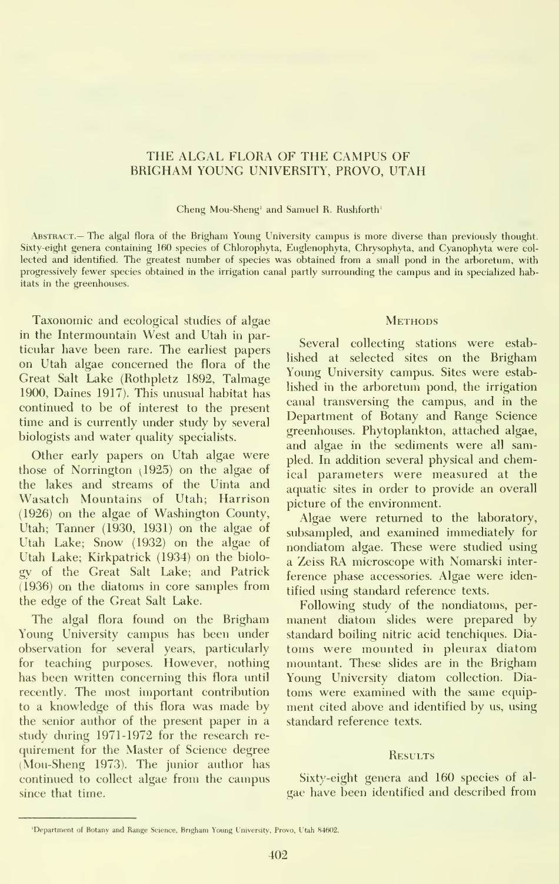# THE ALGAL FLORA OF THE CAMPUS OF BRIGHAM YOUNG UNIVERSITY, PROVO, UTAH

Cheng Mou-Sheng[1] and Samuel R. Rushforth[1]

Abstract.— The algal flora of the Brigham Young University campus is more diverse than previously thought. Sixty-eight genera containing 160 species of Chlorophyta, Euglenophyta, Chrysophyta, and Cyanophyta were collected and identified. The greatest number of species was obtained from a small pond in the arboretum, with progressively fewer species obtained in the irrigation canal partly surrounding the campus and in specialized habitats in the greenhouses.

Taxonomic and ecological studies of algae in the Intermountain West and Utah in particular have been rare. The earliest papers on Utah algae concerned the flora of the Great Salt Lake (Rothpletz 1892, Talmage 1900, Daines 1917). This unusual habitat has continued to be of interest to the present time and is currently under study by several biologists and water quality specialists.

Other early papers on Utah algae were those of Norrington (1925) on the algae of the lakes and streams of the Uinta and Wasatch Mountains of Utah; Harrison (1926) on the algae of Washington County, Utah; Tanner (1930, 1931) on the algae of Utah Lake; Snow (1932) on the algae of Utah Lake; Kirkpatrick (1934) on the biology of the Great Salt Lake; and Patrick (1936) on the diatoms in core samples from the edge of the Great Salt Lake.

The algal flora found on the Brigham Young University campus has been under observation for several years, particularly for teaching purposes. However, nothing has been written concerning this flora until recently. The most important contribution to a knowledge of this flora was made by the senior author of the present paper in a study during 1971-1972 for the research requirement for the Master of Science degree (Mou-Sheng 1973). The junior author has continued to collect algae from the campus since that time.

## Methods

Several collecting stations were established at selected sites on the Brigham Young University campus. Sites were established in the arboretum pond, the irrigation canal transversing the campus, and in the Department of Botany and Range Science greenhouses. Phytoplankton, attached algae, and algae in the sediments were all sampled. In addition several physical and chemical parameters were measured at the aquatic sites in order to provide an overall picture of the environment.

Algae were returned to the laboratory, subsampled, and examined immediately for nondiatom algae. These were studied using a Zeiss RA microscope with Nomarski interference phase accessories. Algae were identified using standard reference texts.

Following study of the nondiatoms, permanent diatom slides were prepared by standard boiling nitric acid tenchiques. Diatoms were mounted in pleurax diatom mountant. These slides are in the Brigham Young University diatom collection. Diatoms were examined with the same equipment cited above and identified by us, using standard reference texts.

## Results

Sixty-eight genera and 160 species of algae have been identified and described from

[1]Department of Botany and Range Science, Brigham Young University, Provo, Utah 84602.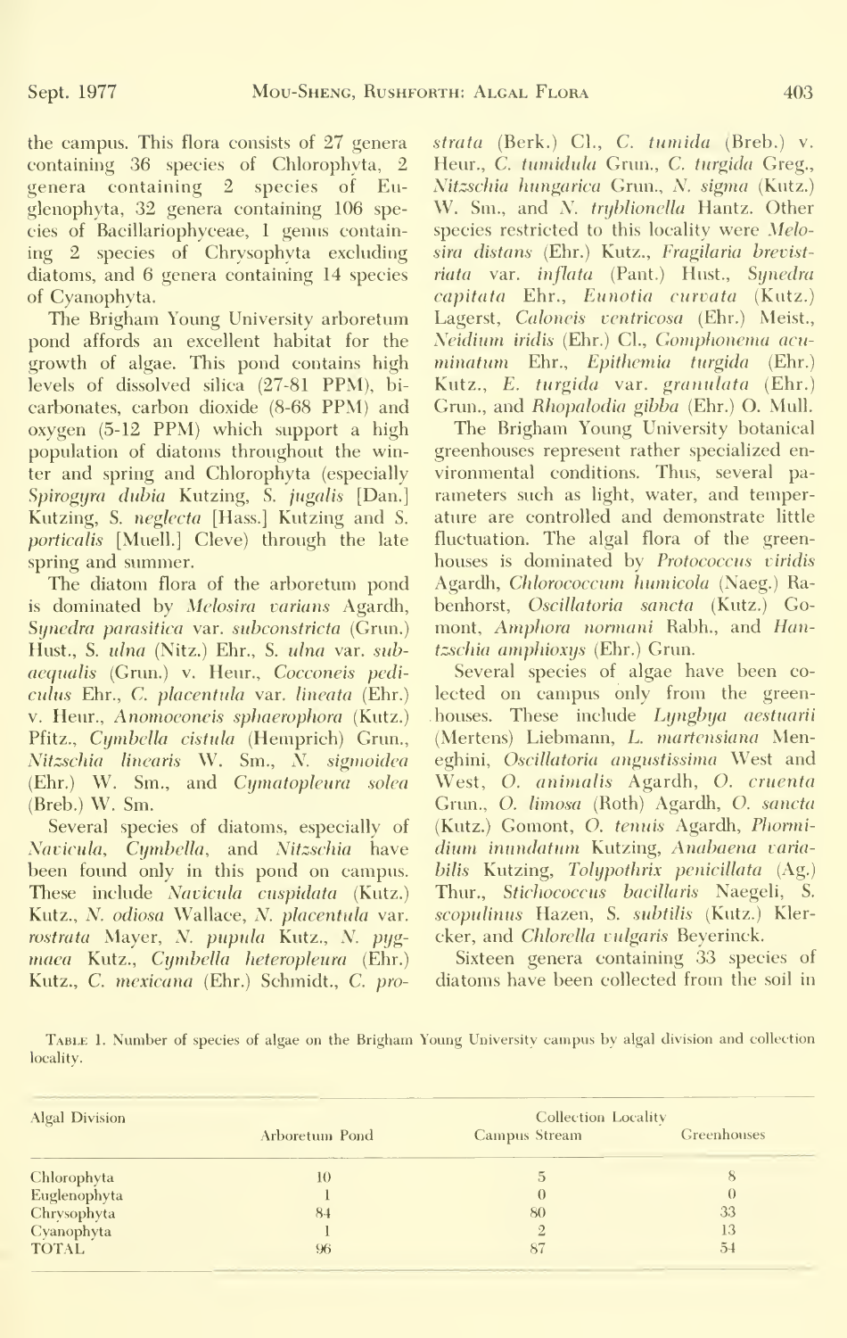the campus. This flora consists of 27 genera containing 36 species of Chlorophyta, 2 genera containing 2 species of Euglenophyta, 32 genera containing 106 species of Bacillariophyceae, 1 genus containing 2 species of Chrysophyta excluding diatoms, and 6 genera containing 14 species of Cyanophyta.

The Brigham Young University arboretum pond affords an excellent habitat for the growth of algae. This pond contains high levels of dissolved silica (27-81 PPM), bicarbonates, carbon dioxide (8-68 PPM) and oxygen (5-12 PPM) which support a high population of diatoms throughout the winter and spring and Chlorophyta (especially *Spirogyra dubia* Kutzing, *S. jugalis* [Dan.] Kutzing, *S. neglecta* [Hass.] Kutzing and *S. porticalis* [Muell.] Cleve) through the late spring and summer.

The diatom flora of the arboretum pond is dominated by *Melosira varians* Agardh, *Synedra parasitica* var. *subconstricta* (Grun.) Hust., *S. ulna* (Nitz.) Ehr., *S. ulna* var. *subaequalis* (Grun.) v. Heur., *Cocconeis pediculus* Ehr., *C. placentula* var. *lineata* (Ehr.) v. Heur., *Anomoeoneis sphaerophora* (Kutz.) Pfitz., *Cymbella cistula* (Hemprich) Grun., *Nitzschia linearis* W. Sm., *N. sigmoidea* (Ehr.) W. Sm., and *Cymatopleura solea* (Breb.) W. Sm.

Several species of diatoms, especially of *Navicula*, *Cymbella*, and *Nitzschia* have been found only in this pond on campus. These include *Navicula cuspidata* (Kutz.) Kutz., *N. odiosa* Wallace, *N. placentula* var. *rostrata* Mayer, *N. pupula* Kutz., *N. pygmaea* Kutz., *Cymbella heteropleura* (Ehr.) Kutz., *C. mexicana* (Ehr.) Schmidt., *C. prostrata* (Berk.) Cl., *C. tumida* (Breb.) v. Heur., *C. tumidula* Grun., *C. turgida* Greg., *Nitzschia hungarica* Grun., *N. sigma* (Kutz.) W. Sm., and *N. tryblionella* Hantz. Other species restricted to this locality were *Melosira distans* (Ehr.) Kutz., *Fragilaria brevistriata* var. *inflata* (Pant.) Hust., *Synedra capitata* Ehr., *Eunotia curvata* (Kutz.) Lagerst, *Caloneis ventricosa* (Ehr.) Meist., *Neidium iridis* (Ehr.) Cl., *Gomphonema acuminatum* Ehr., *Epithemia turgida* (Ehr.) Kutz., *E. turgida* var. *granulata* (Ehr.) Grun., and *Rhopalodia gibba* (Ehr.) O. Mull.

The Brigham Young University botanical greenhouses represent rather specialized environmental conditions. Thus, several parameters such as light, water, and temperature are controlled and demonstrate little fluctuation. The algal flora of the greenhouses is dominated by *Protococcus viridis* Agardh, *Chlorococcum humicola* (Naeg.) Rabenhorst, *Oscillatoria sancta* (Kutz.) Gomont, *Amphora normani* Rabh., and *Hantzschia amphioxys* (Ehr.) Grun.

Several species of algae have been collected on campus only from the greenhouses. These include *Lyngbya aestuarii* (Mertens) Liebmann, *L. martensiana* Meneghini, *Oscillatoria angustissima* West and West, *O. animalis* Agardh, *O. cruenta* Grun., *O. limosa* (Roth) Agardh, *O. sancta* (Kutz.) Gomont, *O. tenuis* Agardh, *Phormidium inundatum* Kutzing, *Anabaena variabilis* Kutzing, *Tolypothrix penicillata* (Ag.) Thur., *Stichococcus bacillaris* Naegeli, *S. scopulinus* Hazen, *S. subtilis* (Kutz.) Klercker, and *Chlorella vulgaris* Beyerinck.

Sixteen genera containing 33 species of diatoms have been collected from the soil in

Table 1. Number of species of algae on the Brigham Young University campus by algal division and collection locality.

| Algal Division | Collection Locality | | |
|---|---|---|---|
| | Arboretum Pond | Campus Stream | Greenhouses |
| Chlorophyta | 10 | 5 | 8 |
| Euglenophyta | 1 | 0 | 0 |
| Chrysophyta | 84 | 80 | 33 |
| Cyanophyta | 1 | 2 | 13 |
| TOTAL | 96 | 87 | 54 |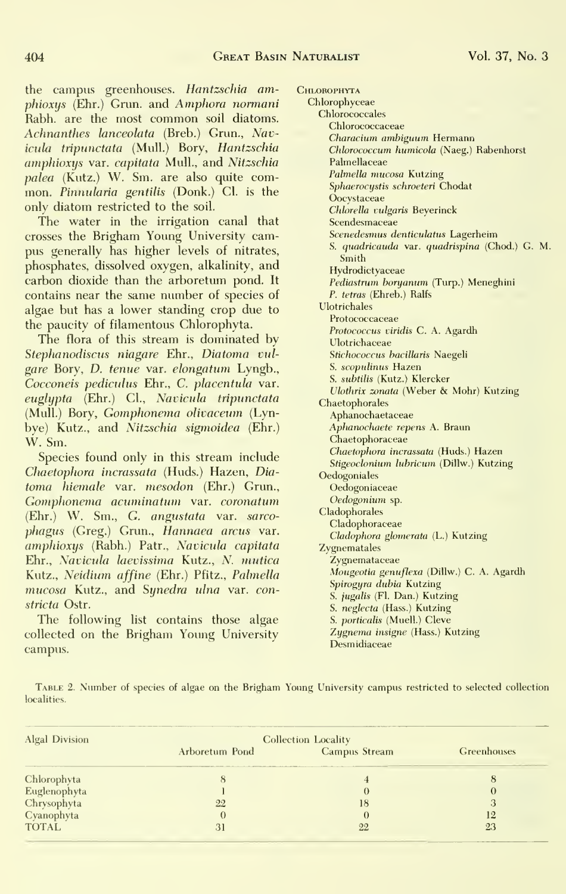the campus greenhouses. *Hantzschia amphioxys* (Ehr.) Grun. and *Amphora normani* Rabh. are the most common soil diatoms. *Achnanthes lanceolata* (Breb.) Grun., *Navicula tripunctata* (Mull.) Bory, *Hantzschia amphioxys* var. *capitata* Mull., and *Nitzschia palea* (Kutz.) W. Sm. are also quite common. *Pinnularia gentilis* (Donk.) Cl. is the only diatom restricted to the soil.

The water in the irrigation canal that crosses the Brigham Young University campus generally has higher levels of nitrates, phosphates, dissolved oxygen, alkalinity, and carbon dioxide than the arboretum pond. It contains near the same number of species of algae but has a lower standing crop due to the paucity of filamentous Chlorophyta.

The flora of this stream is dominated by *Stephanodiscus niagare* Ehr., *Diatoma vulgare* Bory, *D. tenue* var. *elongatum* Lyngb., *Cocconeis pediculus* Ehr., *C. placentula* var. *euglypta* (Ehr.) Cl., *Navicula tripunctata* (Mull.) Bory, *Gomphonema olivaceum* (Lynbye) Kutz., and *Nitzschia sigmoidea* (Ehr.) W. Sm.

Species found only in this stream include *Chaetophora incrassata* (Huds.) Hazen, *Diatoma hiemale* var. *mesodon* (Ehr.) Grun., *Gomphonema acuminatum* var. *coronatum* (Ehr.) W. Sm., *G. angustata* var. *sarcophagus* (Greg.) Grun., *Hannaea arcus* var. *amphioxys* (Rabh.) Patr., *Navicula capitata* Ehr., *Navicula laevissima* Kutz., *N. mutica* Kutz., *Neidium affine* (Ehr.) Pfitz., *Palmella mucosa* Kutz., and *Synedra ulna* var. *constricta* Ostr.

The following list contains those algae collected on the Brigham Young University campus.

Chlorophyta
- Chlorophyceae
  - Chlorococcales
    - Chlorococcaceae
      - *Characium ambiguum* Hermann
      - *Chlorococcum humicola* (Naeg.) Rabenhorst
    - Palmellaceae
      - *Palmella mucosa* Kutzing
      - *Sphaerocystis schroeteri* Chodat
    - Oocystaceae
      - *Chlorella vulgaris* Beyerinck
    - Scenedesmaceae
      - *Scenedesmus denticulatus* Lagerheim
      - *S. quadricauda* var. *quadrispina* (Chod.) G. M. Smith
    - Hydrodictyaceae
      - *Pediastrum boryanum* (Turp.) Meneghini
      - *P. tetras* (Ehreb.) Ralfs
  - Ulotrichales
    - Protococcaceae
      - *Protococcus viridis* C. A. Agardh
    - Ulotrichaceae
      - *Stichococcus bacillaris* Naegeli
      - *S. scopulinus* Hazen
      - *S. subtilis* (Kutz.) Klercker
      - *Ulothrix zonata* (Weber & Mohr) Kutzing
  - Chaetophorales
    - Aphanochaetaceae
      - *Aphanochaete repens* A. Braun
    - Chaetophoraceae
      - *Chaetophora incrassata* (Huds.) Hazen
      - *Stigeoclonium lubricum* (Dillw.) Kutzing
  - Oedogoniales
    - Oedogoniaceae
      - *Oedogonium* sp.
  - Cladophorales
    - Cladophoraceae
      - *Cladophora glomerata* (L.) Kutzing
  - Zygnematales
    - Zygnemataceae
      - *Mougeotia genuflexa* (Dillw.) C. A. Agardh
      - *Spirogyra dubia* Kutzing
      - *S. jugalis* (Fl. Dan.) Kutzing
      - *S. neglecta* (Hass.) Kutzing
      - *S. porticalis* (Muell.) Cleve
      - *Zygnema insigne* (Hass.) Kutzing
    - Desmidiaceae

Table 2. Number of species of algae on the Brigham Young University campus restricted to selected collection localities.

| Algal Division | Collection Locality | | |
|---|---|---|---|
| | Arboretum Pond | Campus Stream | Greenhouses |
| Chlorophyta | 8 | 4 | 8 |
| Euglenophyta | 1 | 0 | 0 |
| Chrysophyta | 22 | 18 | 3 |
| Cyanophyta | 0 | 0 | 12 |
| TOTAL | 31 | 22 | 23 |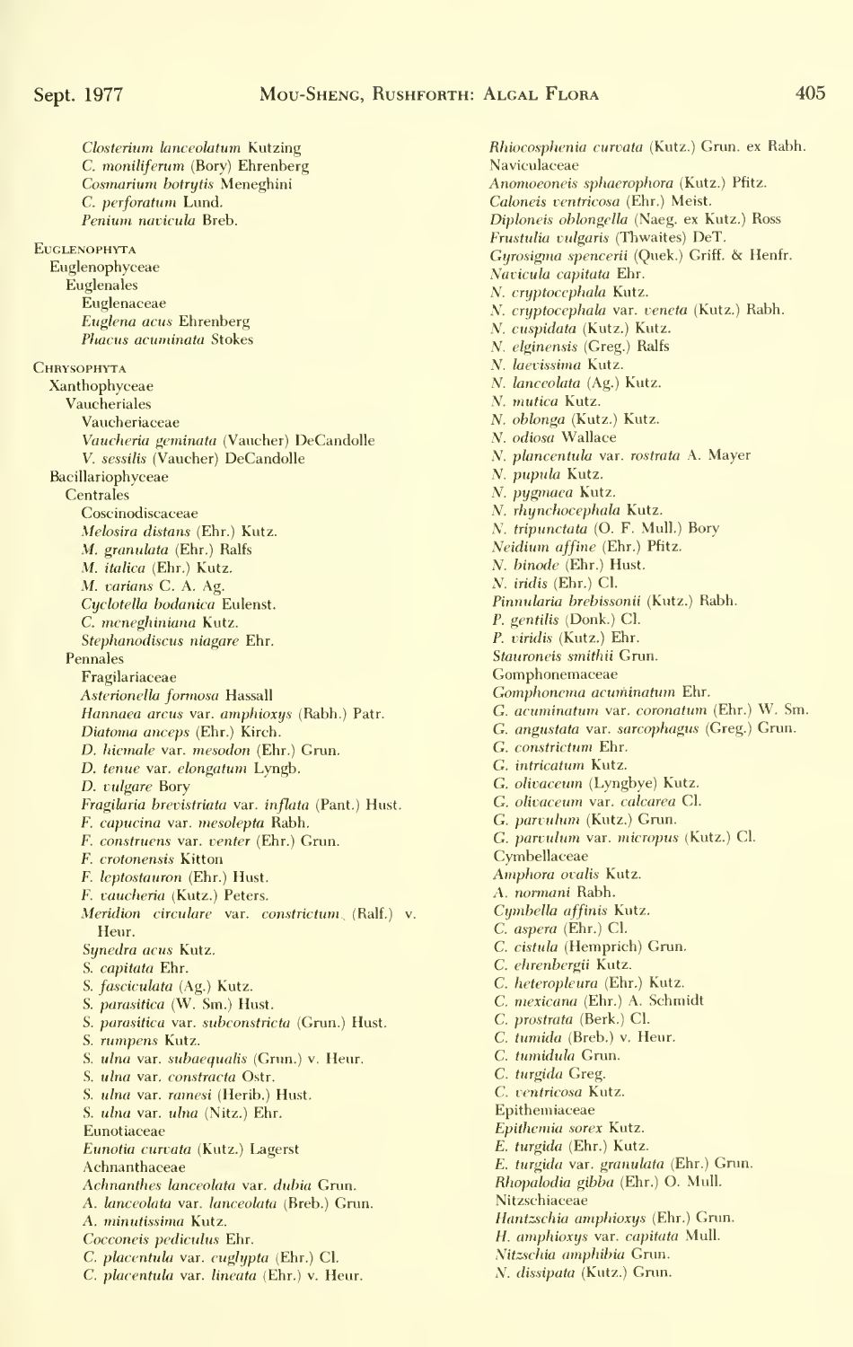*Closterium lanceolatum* Kutzing
*C. moniliferum* (Bory) Ehrenberg
*Cosmarium botrytis* Meneghini
*C. perforatum* Lund.
*Penium navicula* Breb.

EUGLENOPHYTA
Euglenophyceae
Euglenales
Euglenaceae
*Euglena acus* Ehrenberg
*Phacus acuminata* Stokes

CHRYSOPHYTA
Xanthophyceae
Vaucheriales
Vaucheriaceae
*Vaucheria geminata* (Vaucher) DeCandolle
*V. sessilis* (Vaucher) DeCandolle
Bacillariophyceae
Centrales
Coscinodiscaceae
*Melosira distans* (Ehr.) Kutz.
*M. granulata* (Ehr.) Ralfs
*M. italica* (Ehr.) Kutz.
*M. varians* C. A. Ag.
*Cyclotella bodanica* Eulenst.
*C. meneghiniana* Kutz.
*Stephanodiscus niagare* Ehr.
Pennales
Fragilariaceae
*Asterionella formosa* Hassall
*Hannaea arcus* var. *amphioxys* (Rabh.) Patr.
*Diatoma anceps* (Ehr.) Kirch.
*D. hiemale* var. *mesodon* (Ehr.) Grun.
*D. tenue* var. *elongatum* Lyngb.
*D. vulgare* Bory
*Fragilaria brevistriata* var. *inflata* (Pant.) Hust.
*F. capucina* var. *mesolepta* Rabh.
*F. construens* var. *venter* (Ehr.) Grun.
*F. crotonensis* Kitton
*F. leptostauron* (Ehr.) Hust.
*F. vaucheria* (Kutz.) Peters.
*Meridion circulare* var. *constrictum* (Ralf.) v. Heur.
*Synedra acus* Kutz.
*S. capitata* Ehr.
*S. fasciculata* (Ag.) Kutz.
*S. parasitica* (W. Sm.) Hust.
*S. parasitica* var. *subconstricta* (Grun.) Hust.
*S. rumpens* Kutz.
*S. ulna* var. *subaequalis* (Grun.) v. Heur.
*S. ulna* var. *constracta* Ostr.
*S. ulna* var. *ramesi* (Herib.) Hust.
*S. ulna* var. *ulna* (Nitz.) Ehr.
Eunotiaceae
*Eunotia curvata* (Kutz.) Lagerst
Achnanthaceae
*Achnanthes lanceolata* var. *dubia* Grun.
*A. lanceolata* var. *lanceolata* (Breb.) Grun.
*A. minutissima* Kutz.
*Cocconeis pediculus* Ehr.
*C. placentula* var. *euglypta* (Ehr.) Cl.
*C. placentula* var. *lineata* (Ehr.) v. Heur.
*Rhiocosphenia curvata* (Kutz.) Grun. ex Rabh.
Naviculaceae
*Anomoeoneis sphaerophora* (Kutz.) Pfitz.
*Caloneis ventricosa* (Ehr.) Meist.
*Diploneis oblongella* (Naeg. ex Kutz.) Ross
*Frustulia vulgaris* (Thwaites) DeT.
*Gyrosigma spencerii* (Quek.) Griff. & Henfr.
*Navicula capitata* Ehr.
*N. cryptocephala* Kutz.
*N. cryptocephala* var. *veneta* (Kutz.) Rabh.
*N. cuspidata* (Kutz.) Kutz.
*N. elginensis* (Greg.) Ralfs
*N. laevissima* Kutz.
*N. lanceolata* (Ag.) Kutz.
*N. mutica* Kutz.
*N. oblonga* (Kutz.) Kutz.
*N. odiosa* Wallace
*N. plancentula* var. *rostrata* A. Mayer
*N. pupula* Kutz.
*N. pygmaea* Kutz.
*N. rhynchocephala* Kutz.
*N. tripunctata* (O. F. Mull.) Bory
*Neidium affine* (Ehr.) Pfitz.
*N. binode* (Ehr.) Hust.
*N. iridis* (Ehr.) Cl.
*Pinnularia brebissonii* (Kutz.) Rabh.
*P. gentilis* (Donk.) Cl.
*P. viridis* (Kutz.) Ehr.
*Stauroneis smithii* Grun.
Gomphonemaceae
*Gomphonema acuminatum* Ehr.
*G. acuminatum* var. *coronatum* (Ehr.) W. Sm.
*G. angustata* var. *sarcophagus* (Greg.) Grun.
*G. constrictum* Ehr.
*G. intricatum* Kutz.
*G. olivaceum* (Lyngbye) Kutz.
*G. olivaceum* var. *calcarea* Cl.
*G. parvulum* (Kutz.) Grun.
*G. parvulum* var. *micropus* (Kutz.) Cl.
Cymbellaceae
*Amphora ovalis* Kutz.
*A. normani* Rabh.
*Cymbella affinis* Kutz.
*C. aspera* (Ehr.) Cl.
*C. cistula* (Hemprich) Grun.
*C. ehrenbergii* Kutz.
*C. heteropleura* (Ehr.) Kutz.
*C. mexicana* (Ehr.) A. Schmidt
*C. prostrata* (Berk.) Cl.
*C. tumida* (Breb.) v. Heur.
*C. tumidula* Grun.
*C. turgida* Greg.
*C. ventricosa* Kutz.
Epithemiaceae
*Epithemia sorex* Kutz.
*E. turgida* (Ehr.) Kutz.
*E. turgida* var. *granulata* (Ehr.) Grun.
*Rhopalodia gibba* (Ehr.) O. Mull.
Nitzschiaceae
*Hantzschia amphioxys* (Ehr.) Grun.
*H. amphioxys* var. *capitata* Mull.
*Nitzschia amphibia* Grun.
*N. dissipata* (Kutz.) Grun.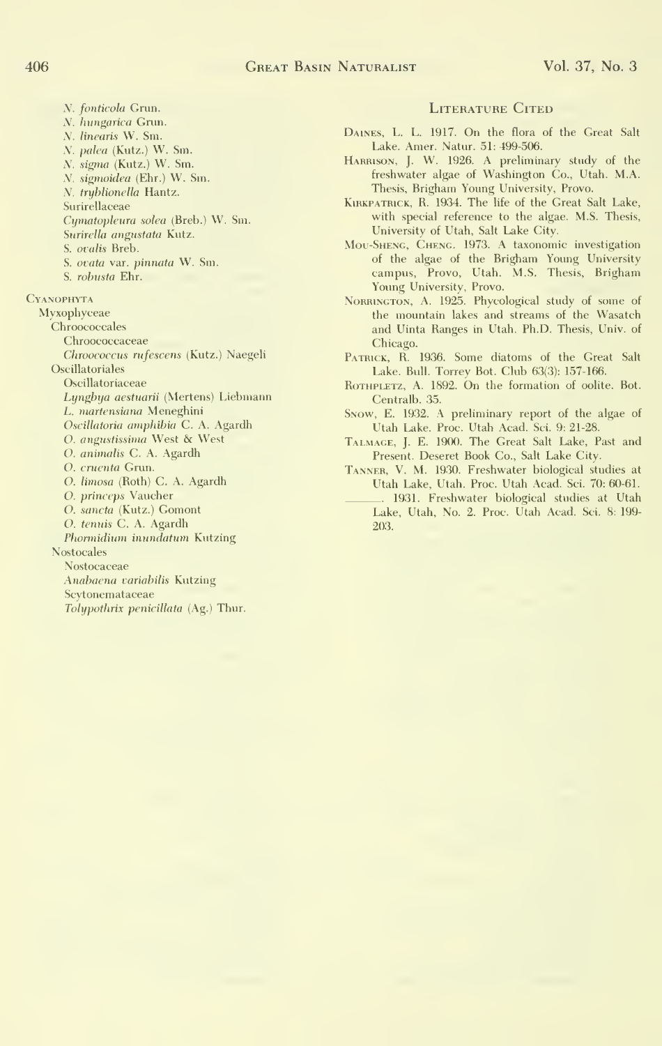*N. fonticola* Grun.
*N. hungarica* Grun.
*N. linearis* W. Sm.
*N. palea* (Kutz.) W. Sm.
*N. sigma* (Kutz.) W. Sm.
*N. sigmoidea* (Ehr.) W. Sm.
*N. tryblionella* Hantz.
Surirellaceae
*Cymatopleura solea* (Breb.) W. Sm.
*Surirella angustata* Kutz.
*S. ovalis* Breb.
*S. ovata* var. *pinnata* W. Sm.
*S. robusta* Ehr.

Cyanophyta
Myxophyceae
Chroococcales
Chroococcaceae
*Chroococcus rufescens* (Kutz.) Naegeli
Oscillatoriales
Oscillatoriaceae
*Lyngbya aestuarii* (Mertens) Liebmann
*L. martensiana* Meneghini
*Oscillatoria amphibia* C. A. Agardh
*O. angustissima* West & West
*O. animalis* C. A. Agardh
*O. cruenta* Grun.
*O. limosa* (Roth) C. A. Agardh
*O. princeps* Vaucher
*O. sancta* (Kutz.) Gomont
*O. tenuis* C. A. Agardh
*Phormidium inundatum* Kutzing
Nostocales
Nostocaceae
*Anabaena variabilis* Kutzing
Scytonemataceae
*Tolypothrix penicillata* (Ag.) Thur.

## Literature Cited

Daines, L. L. 1917. On the flora of the Great Salt Lake. Amer. Natur. 51: 499-506.

Harrison, J. W. 1926. A preliminary study of the freshwater algae of Washington Co., Utah. M.A. Thesis, Brigham Young University, Provo.

Kirkpatrick, R. 1934. The life of the Great Salt Lake, with special reference to the algae. M.S. Thesis, University of Utah, Salt Lake City.

Mou-Sheng, Cheng. 1973. A taxonomic investigation of the algae of the Brigham Young University campus, Provo, Utah. M.S. Thesis, Brigham Young University, Provo.

Norrington, A. 1925. Phycological study of some of the mountain lakes and streams of the Wasatch and Uinta Ranges in Utah. Ph.D. Thesis, Univ. of Chicago.

Patrick, R. 1936. Some diatoms of the Great Salt Lake. Bull. Torrey Bot. Club 63(3): 157-166.

Rothpletz, A. 1892. On the formation of oolite. Bot. Centralb. 35.

Snow, E. 1932. A preliminary report of the algae of Utah Lake. Proc. Utah Acad. Sci. 9: 21-28.

Talmage, J. E. 1900. The Great Salt Lake, Past and Present. Deseret Book Co., Salt Lake City.

Tanner, V. M. 1930. Freshwater biological studies at Utah Lake, Utah. Proc. Utah Acad. Sci. 70: 60-61.

\_\_\_\_\_\_. 1931. Freshwater biological studies at Utah Lake, Utah, No. 2. Proc. Utah Acad. Sci. 8: 199-203.